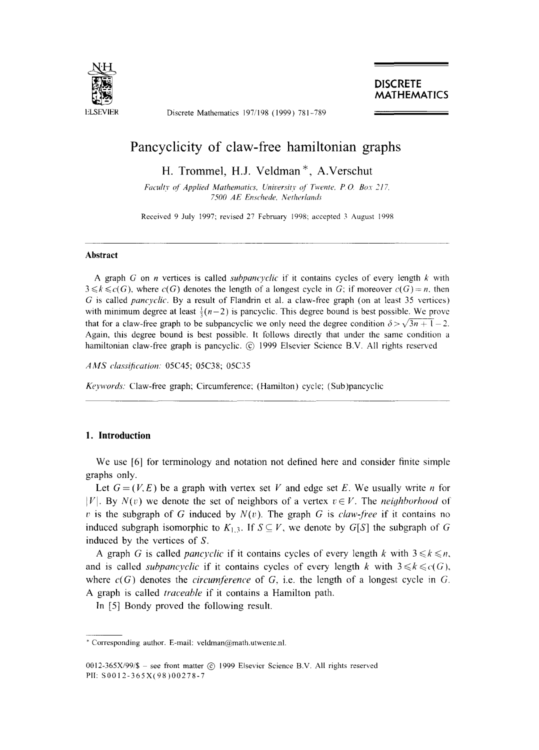# Pancyclicity of claw-free hamiltonian graphs

H. Trommel, H.J. Veldman *, A.Verschut

*Faculty of Applied Mathematics, University of Twente, P.O. Box 217, 7500 AE Enschede, Netherlands*

Received 9 July 1997; revised 27 February 1998; accepted 3 August 1998

---

### Abstract

A graph $G$ on $n$ vertices is called *subpancyclic* if it contains cycles of every length $k$ with $3 \leqslant k \leqslant c(G)$, where $c(G)$ denotes the length of a longest cycle in $G$; if moreover $c(G) = n$, then $G$ is called *pancyclic*. By a result of Flandrin et al. a claw-free graph (on at least 35 vertices) with minimum degree at least $\frac{1}{3}(n-2)$ is pancyclic. This degree bound is best possible. We prove that for a claw-free graph to be subpancyclic we only need the degree condition $\delta > \sqrt{3n+1} - 2$. Again, this degree bound is best possible. It follows directly that under the same condition a hamiltonian claw-free graph is pancyclic. © 1999 Elsevier Science B.V. All rights reserved

*AMS classification:* 05C45; 05C38; 05C35

*Keywords:* Claw-free graph; Circumference; (Hamilton) cycle; (Sub)pancyclic

---

## 1. Introduction

We use [6] for terminology and notation not defined here and consider finite simple graphs only.

Let $G = (V, E)$ be a graph with vertex set $V$ and edge set $E$. We usually write $n$ for $|V|$. By $N(v)$ we denote the set of neighbors of a vertex $v \in V$. The *neighborhood* of $v$ is the subgraph of $G$ induced by $N(v)$. The graph $G$ is *claw-free* if it contains no induced subgraph isomorphic to $K_{1,3}$. If $S \subseteq V$, we denote by $G[S]$ the subgraph of $G$ induced by the vertices of $S$.

A graph $G$ is called *pancyclic* if it contains cycles of every length $k$ with $3 \leqslant k \leqslant n$, and is called *subpancyclic* if it contains cycles of every length $k$ with $3 \leqslant k \leqslant c(G)$, where $c(G)$ denotes the *circumference* of $G$, i.e. the length of a longest cycle in $G$. A graph is called *traceable* if it contains a Hamilton path.

In [5] Bondy proved the following result.

---

* Corresponding author. E-mail: veldman@math.utwente.nl.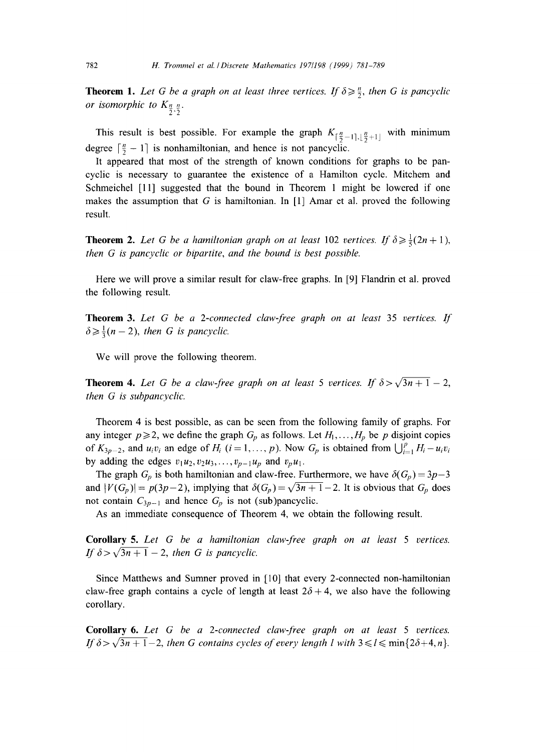**Theorem 1.** *Let $G$ be a graph on at least three vertices. If $\delta \geqslant \frac{n}{2}$, then $G$ is pancyclic or isomorphic to $K_{\frac{n}{2},\frac{n}{2}}$.*

This result is best possible. For example the graph $K_{\lceil \frac{n}{2}-1 \rceil, \lfloor \frac{n}{2}+1 \rfloor}$ with minimum degree $\lceil \frac{n}{2} - 1 \rceil$ is nonhamiltonian, and hence is not pancyclic.

It appeared that most of the strength of known conditions for graphs to be pancyclic is necessary to guarantee the existence of a Hamilton cycle. Mitchem and Schmeichel [11] suggested that the bound in Theorem 1 might be lowered if one makes the assumption that $G$ is hamiltonian. In [1] Amar et al. proved the following result.

**Theorem 2.** *Let $G$ be a hamiltonian graph on at least 102 vertices. If $\delta \geqslant \frac{1}{5}(2n+1)$, then $G$ is pancyclic or bipartite, and the bound is best possible.*

Here we will prove a similar result for claw-free graphs. In [9] Flandrin et al. proved the following result.

**Theorem 3.** *Let $G$ be a 2-connected claw-free graph on at least 35 vertices. If $\delta \geqslant \frac{1}{3}(n-2)$, then $G$ is pancyclic.*

We will prove the following theorem.

**Theorem 4.** *Let $G$ be a claw-free graph on at least 5 vertices. If $\delta > \sqrt{3n+1} - 2$, then $G$ is subpancyclic.*

Theorem 4 is best possible, as can be seen from the following family of graphs. For any integer $p \geqslant 2$, we define the graph $G_p$ as follows. Let $H_1, \ldots, H_p$ be $p$ disjoint copies of $K_{3p-2}$, and $u_i v_i$ an edge of $H_i$ ($i = 1, \ldots, p$). Now $G_p$ is obtained from $\bigcup_{i=1}^{p} H_i - u_i v_i$ by adding the edges $v_1 u_2, v_2 u_3, \ldots, v_{p-1} u_p$ and $v_p u_1$.

The graph $G_p$ is both hamiltonian and claw-free. Furthermore, we have $\delta(G_p) = 3p-3$ and $|V(G_p)| = p(3p-2)$, implying that $\delta(G_p) = \sqrt{3n+1} - 2$. It is obvious that $G_p$ does not contain $C_{3p-1}$ and hence $G_p$ is not (sub)pancyclic.

As an immediate consequence of Theorem 4, we obtain the following result.

**Corollary 5.** *Let $G$ be a hamiltonian claw-free graph on at least 5 vertices. If $\delta > \sqrt{3n+1} - 2$, then $G$ is pancyclic.*

Since Matthews and Sumner proved in [10] that every 2-connected non-hamiltonian claw-free graph contains a cycle of length at least $2\delta + 4$, we also have the following corollary.

**Corollary 6.** *Let $G$ be a 2-connected claw-free graph on at least 5 vertices. If $\delta > \sqrt{3n+1} - 2$, then $G$ contains cycles of every length $l$ with $3 \leqslant l \leqslant \min\{2\delta + 4, n\}$.*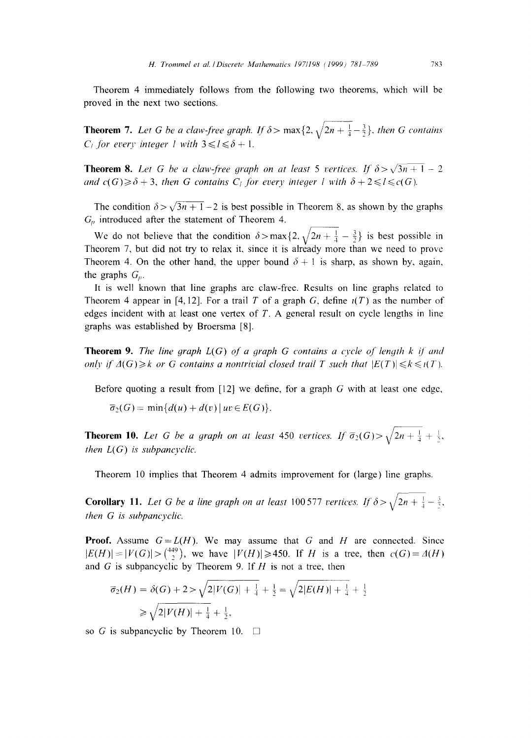Theorem 4 immediately follows from the following two theorems, which will be proved in the next two sections.

**Theorem 7.** *Let $G$ be a claw-free graph. If $\delta > \max\{2, \sqrt{2n+\frac{1}{4}} - \frac{3}{2}\}$, then $G$ contains $C_l$ for every integer $l$ with $3 \leqslant l \leqslant \delta + 1$.*

**Theorem 8.** *Let $G$ be a claw-free graph on at least 5 vertices. If $\delta > \sqrt{3n+1} - 2$ and $c(G) \geqslant \delta + 3$, then $G$ contains $C_l$ for every integer $l$ with $\delta + 2 \leqslant l \leqslant c(G)$.*

The condition $\delta > \sqrt{3n+1} - 2$ is best possible in Theorem 8, as shown by the graphs $G_p$ introduced after the statement of Theorem 4.

We do not believe that the condition $\delta > \max\{2, \sqrt{2n+\frac{1}{4}} - \frac{3}{2}\}$ is best possible in Theorem 7, but did not try to relax it, since it is already more than we need to prove Theorem 4. On the other hand, the upper bound $\delta + 1$ is sharp, as shown by, again, the graphs $G_p$.

It is well known that line graphs are claw-free. Results on line graphs related to Theorem 4 appear in [4,12]. For a trail $T$ of a graph $G$, define $\iota(T)$ as the number of edges incident with at least one vertex of $T$. A general result on cycle lengths in line graphs was established by Broersma [8].

**Theorem 9.** *The line graph $L(G)$ of a graph $G$ contains a cycle of length $k$ if and only if $\Delta(G) \geqslant k$ or $G$ contains a nontrivial closed trail $T$ such that $|E(T)| \leqslant k \leqslant \iota(T)$.*

Before quoting a result from [12] we define, for a graph $G$ with at least one edge,

$$\bar{\sigma}_2(G) = \min\{d(u) + d(v) \mid uv \in E(G)\}.$$

**Theorem 10.** *Let $G$ be a graph on at least 450 vertices. If $\bar{\sigma}_2(G) > \sqrt{2n+\frac{1}{4}} + \frac{1}{2}$, then $L(G)$ is subpancyclic.*

Theorem 10 implies that Theorem 4 admits improvement for (large) line graphs.

**Corollary 11.** *Let $G$ be a line graph on at least 100 577 vertices. If $\delta > \sqrt{2n+\frac{1}{4}} - \frac{3}{2}$, then $G$ is subpancyclic.*

**Proof.** Assume $G = L(H)$. We may assume that $G$ and $H$ are connected. Since $|E(H)| = |V(G)| > \binom{449}{2}$, we have $|V(H)| \geqslant 450$. If $H$ is a tree, then $c(G) = \Delta(H)$ and $G$ is subpancyclic by Theorem 9. If $H$ is not a tree, then

$$\bar{\sigma}_2(H) = \delta(G) + 2 > \sqrt{2|V(G)| + \tfrac{1}{4}} + \tfrac{1}{2} = \sqrt{2|E(H)| + \tfrac{1}{4}} + \tfrac{1}{2}$$
$$\geqslant \sqrt{2|V(H)| + \tfrac{1}{4}} + \tfrac{1}{2},$$

so $G$ is subpancyclic by Theorem 10. $\square$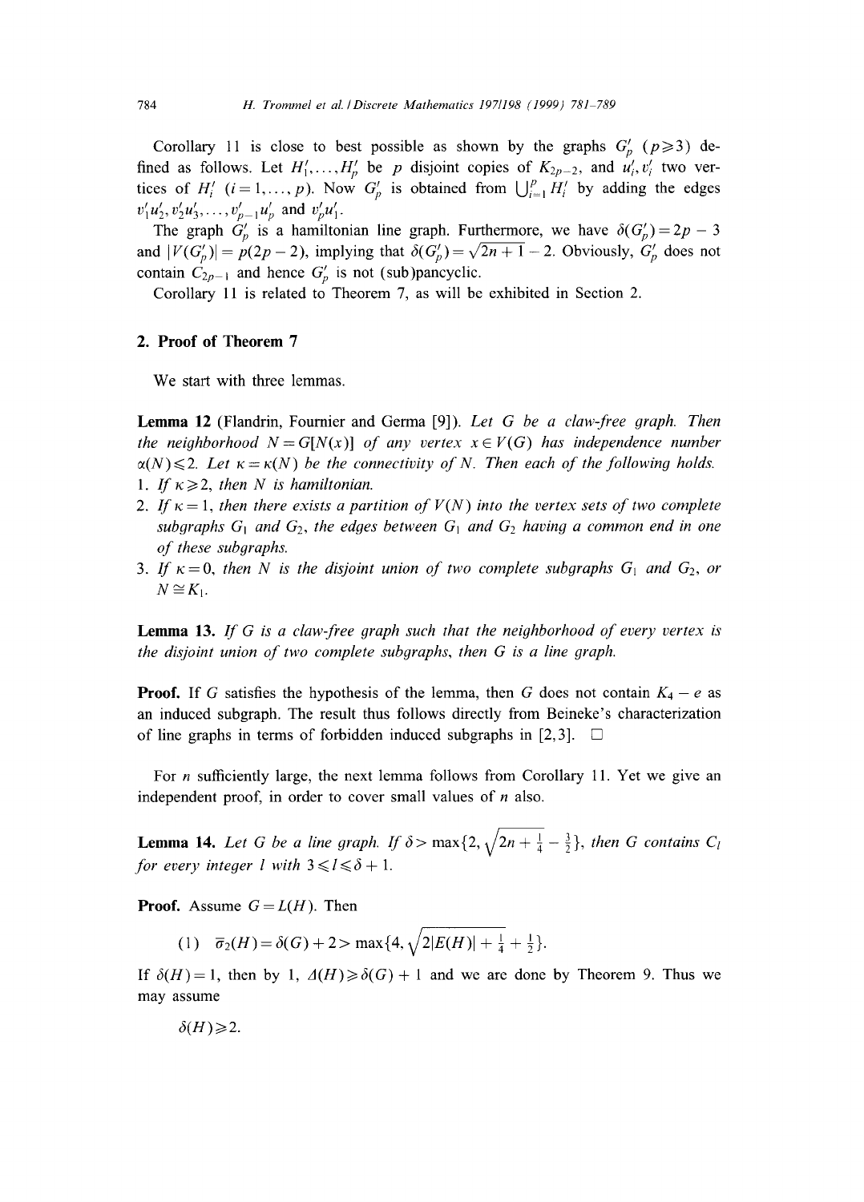Corollary 11 is close to best possible as shown by the graphs $G'_p$ ($p \geqslant 3$) defined as follows. Let $H'_1, \ldots, H'_p$ be $p$ disjoint copies of $K_{2p-2}$, and $u'_i, v'_i$ two vertices of $H'_i$ ($i = 1, \ldots, p$). Now $G'_p$ is obtained from $\bigcup_{i=1}^{p} H'_i$ by adding the edges $v'_1u'_2, v'_2u'_3, \ldots, v'_{p-1}u'_p$ and $v'_pu'_1$.

The graph $G'_p$ is a hamiltonian line graph. Furthermore, we have $\delta(G'_p) = 2p - 3$ and $|V(G'_p)| = p(2p-2)$, implying that $\delta(G'_p) = \sqrt{2n+1} - 2$. Obviously, $G'_p$ does not contain $C_{2p-1}$ and hence $G'_p$ is not (sub)pancyclic.

Corollary 11 is related to Theorem 7, as will be exhibited in Section 2.

## 2. Proof of Theorem 7

We start with three lemmas.

**Lemma 12** (Flandrin, Fournier and Germa [9]). *Let $G$ be a claw-free graph. Then the neighborhood $N = G[N(x)]$ of any vertex $x \in V(G)$ has independence number $\alpha(N) \leqslant 2$. Let $\kappa = \kappa(N)$ be the connectivity of $N$. Then each of the following holds.*

1. *If $\kappa \geqslant 2$, then $N$ is hamiltonian.*
2. *If $\kappa = 1$, then there exists a partition of $V(N)$ into the vertex sets of two complete subgraphs $G_1$ and $G_2$, the edges between $G_1$ and $G_2$ having a common end in one of these subgraphs.*
3. *If $\kappa = 0$, then $N$ is the disjoint union of two complete subgraphs $G_1$ and $G_2$, or $N \cong K_1$.*

**Lemma 13.** *If $G$ is a claw-free graph such that the neighborhood of every vertex is the disjoint union of two complete subgraphs, then $G$ is a line graph.*

**Proof.** If $G$ satisfies the hypothesis of the lemma, then $G$ does not contain $K_4 - e$ as an induced subgraph. The result thus follows directly from Beineke's characterization of line graphs in terms of forbidden induced subgraphs in [2,3]. $\square$

For $n$ sufficiently large, the next lemma follows from Corollary 11. Yet we give an independent proof, in order to cover small values of $n$ also.

**Lemma 14.** *Let $G$ be a line graph. If $\delta > \max\{2, \sqrt{2n + \frac{1}{4}} - \frac{3}{2}\}$, then $G$ contains $C_l$ for every integer $l$ with $3 \leqslant l \leqslant \delta + 1$.*

**Proof.** Assume $G = L(H)$. Then

$$(1) \quad \bar{\sigma}_2(H) = \delta(G) + 2 > \max\{4, \sqrt{2|E(H)| + \tfrac{1}{4}} + \tfrac{1}{2}\}.$$

If $\delta(H) = 1$, then by 1, $\Delta(H) \geqslant \delta(G) + 1$ and we are done by Theorem 9. Thus we may assume

$$\delta(H) \geqslant 2.$$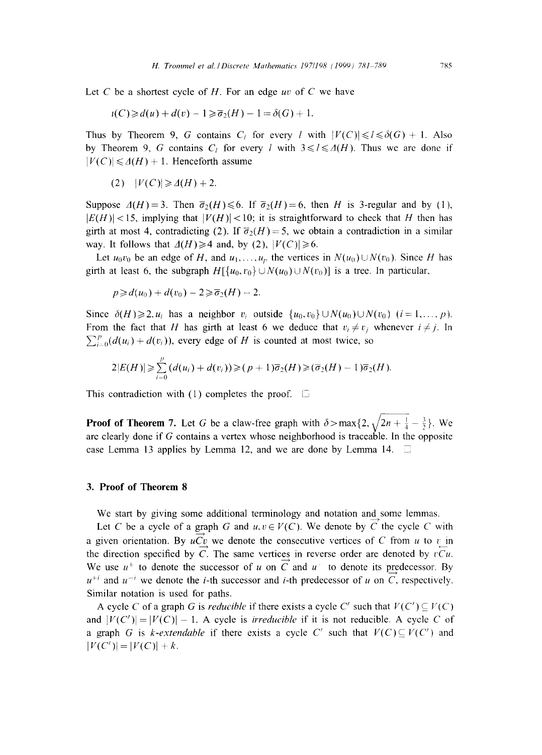Let $C$ be a shortest cycle of $H$. For an edge $uv$ of $C$ we have

$$\iota(C) \geqslant d(u) + d(v) - 1 \geqslant \bar{\sigma}_2(H) - 1 = \delta(G) + 1.$$

Thus by Theorem 9, $G$ contains $C_l$ for every $l$ with $|V(C)| \leqslant l \leqslant \delta(G) + 1$. Also by Theorem 9, $G$ contains $C_l$ for every $l$ with $3 \leqslant l \leqslant \Delta(H)$. Thus we are done if $|V(C)| \leqslant \Delta(H) + 1$. Henceforth assume

$$(2) \quad |V(C)| \geqslant \Delta(H) + 2.$$

Suppose $\Delta(H) = 3$. Then $\bar{\sigma}_2(H) \leqslant 6$. If $\bar{\sigma}_2(H) = 6$, then $H$ is 3-regular and by (1), $|E(H)| < 15$, implying that $|V(H)| < 10$; it is straightforward to check that $H$ then has girth at most 4, contradicting (2). If $\bar{\sigma}_2(H) = 5$, we obtain a contradiction in a similar way. It follows that $\Delta(H) \geqslant 4$ and, by (2), $|V(C)| \geqslant 6$.

Let $u_0v_0$ be an edge of $H$, and $u_1, \ldots, u_p$ the vertices in $N(u_0) \cup N(v_0)$. Since $H$ has girth at least 6, the subgraph $H[\{u_0, v_0\} \cup N(u_0) \cup N(v_0)]$ is a tree. In particular,

$$p \geqslant d(u_0) + d(v_0) - 2 \geqslant \bar{\sigma}_2(H) - 2.$$

Since $\delta(H) \geqslant 2, u_i$ has a neighbor $v_i$ outside $\{u_0, v_0\} \cup N(u_0) \cup N(v_0)$ $(i = 1, \ldots, p)$. From the fact that $H$ has girth at least 6 we deduce that $v_i \neq v_j$ whenever $i \neq j$. In $\sum_{i=0}^{p}(d(u_i) + d(v_i))$, every edge of $H$ is counted at most twice, so

$$2|E(H)| \geqslant \sum_{i=0}^{p}(d(u_i) + d(v_i)) \geqslant (p+1)\bar{\sigma}_2(H) \geqslant (\bar{\sigma}_2(H) - 1)\bar{\sigma}_2(H).$$

This contradiction with (1) completes the proof. $\square$

**Proof of Theorem 7.** Let $G$ be a claw-free graph with $\delta > \max\{2, \sqrt{2n + \frac{1}{4}} - \frac{3}{2}\}$. We are clearly done if $G$ contains a vertex whose neighborhood is traceable. In the opposite case Lemma 13 applies by Lemma 12, and we are done by Lemma 14. $\square$

## 3. Proof of Theorem 8

We start by giving some additional terminology and notation and some lemmas.

Let $C$ be a cycle of a graph $G$ and $u, v \in V(C)$. We denote by $\overrightarrow{C}$ the cycle $C$ with a given orientation. By $u\overrightarrow{C}v$ we denote the consecutive vertices of $C$ from $u$ to $v$ in the direction specified by $\overrightarrow{C}$. The same vertices in reverse order are denoted by $v\overleftarrow{C}u$. We use $u^+$ to denote the successor of $u$ on $\overrightarrow{C}$ and $u^-$ to denote its predecessor. By $u^{+i}$ and $u^{-i}$ we denote the $i$-th successor and $i$-th predecessor of $u$ on $\overrightarrow{C}$, respectively. Similar notation is used for paths.

A cycle $C$ of a graph $G$ is *reducible* if there exists a cycle $C'$ such that $V(C') \subseteq V(C)$ and $|V(C')| = |V(C)| - 1$. A cycle is *irreducible* if it is not reducible. A cycle $C$ of a graph $G$ is *$k$-extendable* if there exists a cycle $C'$ such that $V(C) \subseteq V(C')$ and $|V(C')| = |V(C)| + k$.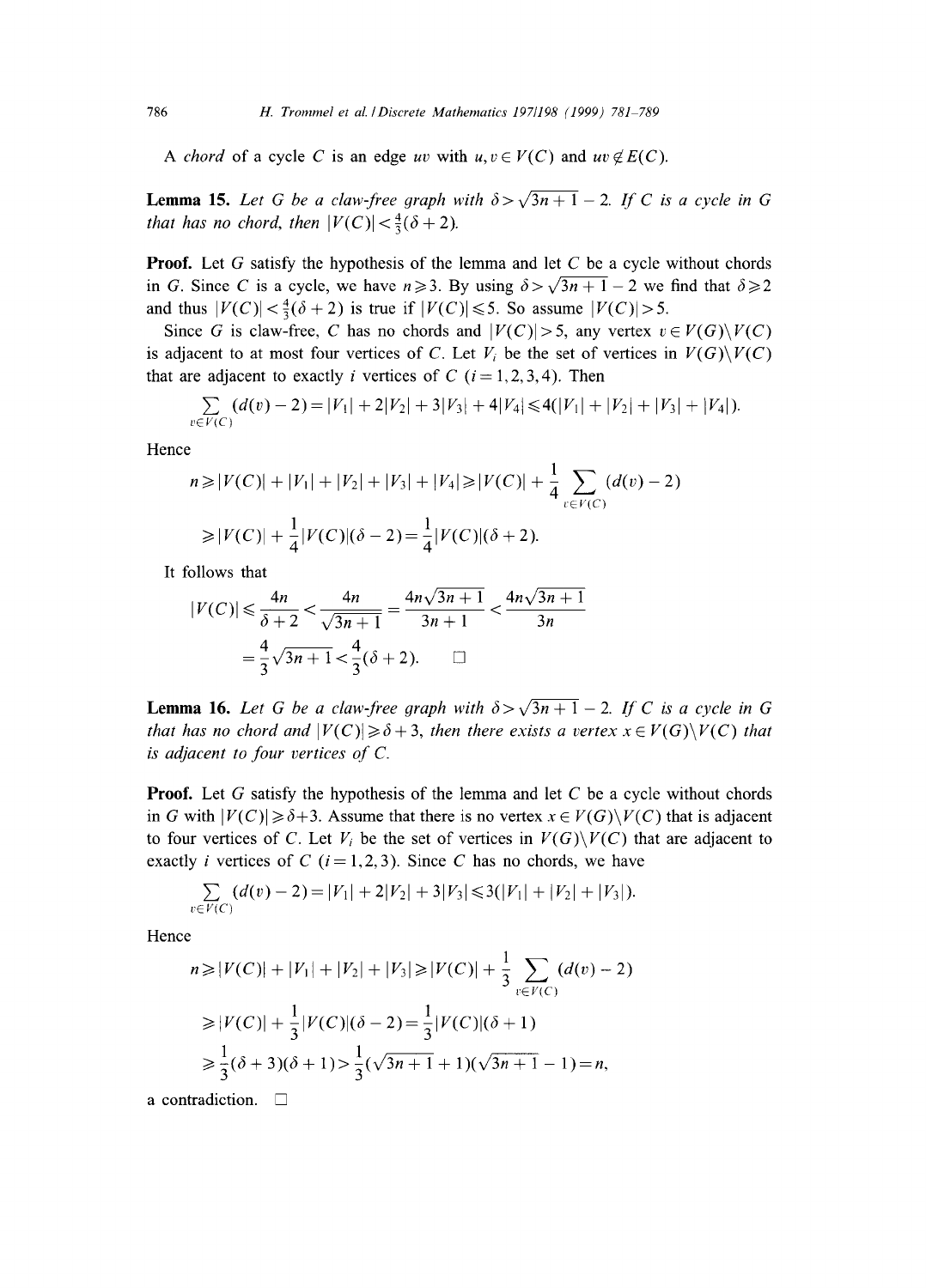A *chord* of a cycle $C$ is an edge $uv$ with $u, v \in V(C)$ and $uv \notin E(C)$.

**Lemma 15.** *Let $G$ be a claw-free graph with $\delta > \sqrt{3n+1} - 2$. If $C$ is a cycle in $G$ that has no chord, then $|V(C)| < \frac{4}{3}(\delta + 2)$.*

**Proof.** Let $G$ satisfy the hypothesis of the lemma and let $C$ be a cycle without chords in $G$. Since $C$ is a cycle, we have $n \geqslant 3$. By using $\delta > \sqrt{3n+1} - 2$ we find that $\delta \geqslant 2$ and thus $|V(C)| < \frac{4}{3}(\delta + 2)$ is true if $|V(C)| \leqslant 5$. So assume $|V(C)| > 5$.

Since $G$ is claw-free, $C$ has no chords and $|V(C)| > 5$, any vertex $v \in V(G) \backslash V(C)$ is adjacent to at most four vertices of $C$. Let $V_i$ be the set of vertices in $V(G) \backslash V(C)$ that are adjacent to exactly $i$ vertices of $C$ $(i = 1, 2, 3, 4)$. Then

$$\sum_{v \in V(C)} (d(v) - 2) = |V_1| + 2|V_2| + 3|V_3| + 4|V_4| \leqslant 4(|V_1| + |V_2| + |V_3| + |V_4|).$$

Hence

$$n \geqslant |V(C)| + |V_1| + |V_2| + |V_3| + |V_4| \geqslant |V(C)| + \frac{1}{4} \sum_{v \in V(C)} (d(v) - 2)$$

$$\geqslant |V(C)| + \frac{1}{4}|V(C)|(\delta - 2) = \frac{1}{4}|V(C)|(\delta + 2).$$

It follows that

$$|V(C)| \leqslant \frac{4n}{\delta + 2} < \frac{4n}{\sqrt{3n+1}} = \frac{4n\sqrt{3n+1}}{3n+1} < \frac{4n\sqrt{3n+1}}{3n}$$

$$= \frac{4}{3}\sqrt{3n+1} < \frac{4}{3}(\delta + 2). \qquad \square$$

**Lemma 16.** *Let $G$ be a claw-free graph with $\delta > \sqrt{3n+1} - 2$. If $C$ is a cycle in $G$ that has no chord and $|V(C)| \geqslant \delta + 3$, then there exists a vertex $x \in V(G) \backslash V(C)$ that is adjacent to four vertices of $C$.*

**Proof.** Let $G$ satisfy the hypothesis of the lemma and let $C$ be a cycle without chords in $G$ with $|V(C)| \geqslant \delta + 3$. Assume that there is no vertex $x \in V(G) \backslash V(C)$ that is adjacent to four vertices of $C$. Let $V_i$ be the set of vertices in $V(G) \backslash V(C)$ that are adjacent to exactly $i$ vertices of $C$ $(i = 1, 2, 3)$. Since $C$ has no chords, we have

$$\sum_{v \in V(C)} (d(v) - 2) = |V_1| + 2|V_2| + 3|V_3| \leqslant 3(|V_1| + |V_2| + |V_3|).$$

Hence

$$n \geqslant |V(C)| + |V_1| + |V_2| + |V_3| \geqslant |V(C)| + \frac{1}{3} \sum_{v \in V(C)} (d(v) - 2)$$

$$\geqslant |V(C)| + \frac{1}{3}|V(C)|(\delta - 2) = \frac{1}{3}|V(C)|(\delta + 1)$$

$$\geqslant \frac{1}{3}(\delta + 3)(\delta + 1) > \frac{1}{3}(\sqrt{3n+1} + 1)(\sqrt{3n+1} - 1) = n,$$

a contradiction. $\square$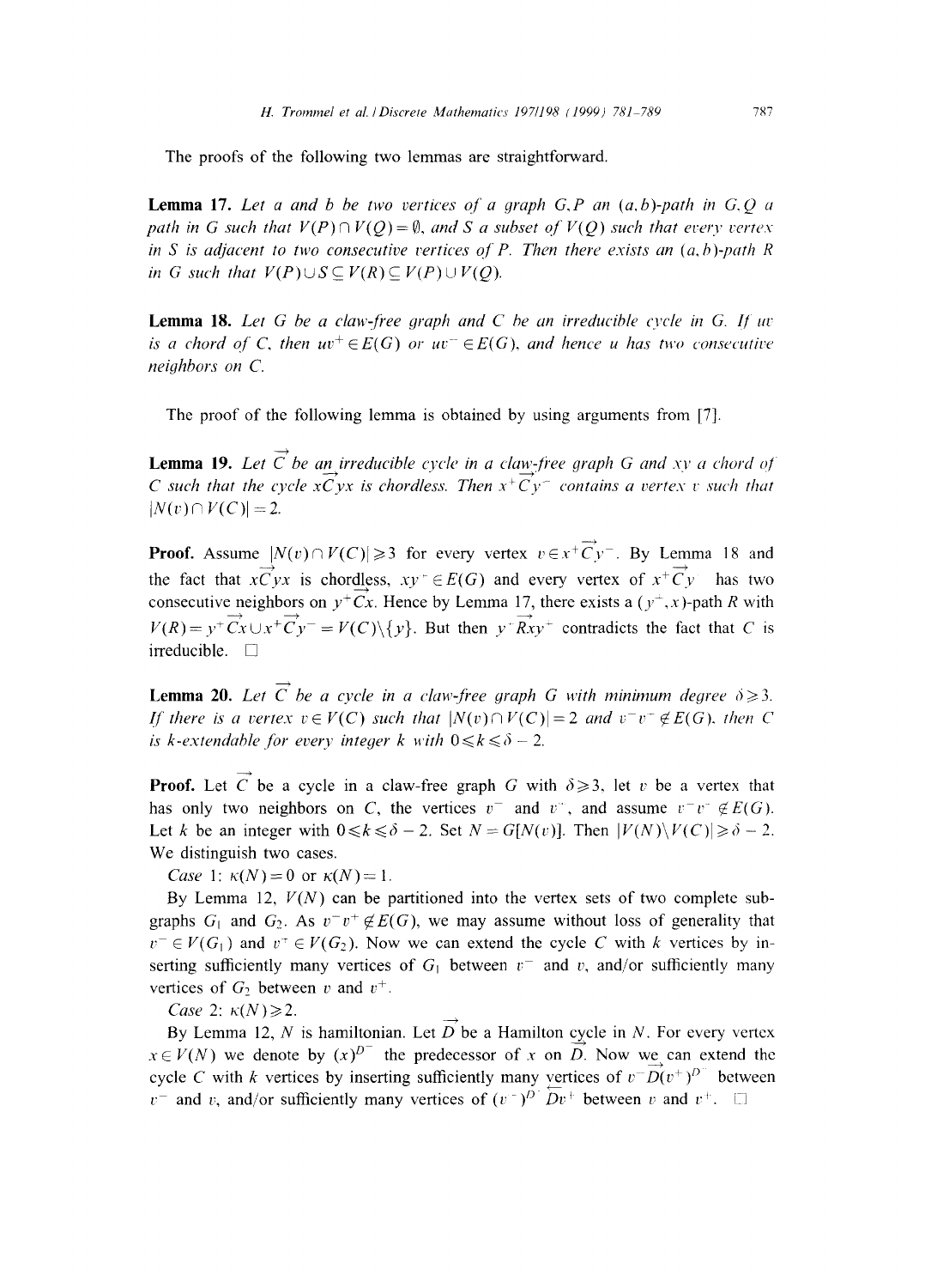The proofs of the following two lemmas are straightforward.

**Lemma 17.** *Let $a$ and $b$ be two vertices of a graph $G, P$ an $(a,b)$-path in $G, Q$ a path in $G$ such that $V(P) \cap V(Q) = \emptyset$, and $S$ a subset of $V(Q)$ such that every vertex in $S$ is adjacent to two consecutive vertices of $P$. Then there exists an $(a,b)$-path $R$ in $G$ such that $V(P) \cup S \subseteq V(R) \subseteq V(P) \cup V(Q)$.*

**Lemma 18.** *Let $G$ be a claw-free graph and $C$ be an irreducible cycle in $G$. If $uv$ is a chord of $C$, then $uv^+ \in E(G)$ or $uv^- \in E(G)$, and hence $u$ has two consecutive neighbors on $C$.*

The proof of the following lemma is obtained by using arguments from [7].

**Lemma 19.** *Let $\overrightarrow{C}$ be an irreducible cycle in a claw-free graph $G$ and $xy$ a chord of $C$ such that the cycle $x\overrightarrow{C}yx$ is chordless. Then $x^+\overrightarrow{C}y^-$ contains a vertex $v$ such that $|N(v) \cap V(C)| = 2$.*

**Proof.** Assume $|N(v) \cap V(C)| \geqslant 3$ for every vertex $v \in x^+\overrightarrow{C}y^-$. By Lemma 18 and the fact that $x\overrightarrow{C}yx$ is chordless, $xy^+ \in E(G)$ and every vertex of $x^+\overrightarrow{C}y$ has two consecutive neighbors on $y^+\overrightarrow{C}x$. Hence by Lemma 17, there exists a $(y^+,x)$-path $R$ with $V(R) = y^+\overrightarrow{C}x \cup x^+\overrightarrow{C}y^- = V(C) \backslash \{y\}$. But then $y^+\overrightarrow{R}xy^+$ contradicts the fact that $C$ is irreducible. $\square$

**Lemma 20.** *Let $\overrightarrow{C}$ be a cycle in a claw-free graph $G$ with minimum degree $\delta \geqslant 3$. If there is a vertex $v \in V(C)$ such that $|N(v) \cap V(C)| = 2$ and $v^-v^+ \notin E(G)$, then $C$ is $k$-extendable for every integer $k$ with $0 \leqslant k \leqslant \delta - 2$.*

**Proof.** Let $\overrightarrow{C}$ be a cycle in a claw-free graph $G$ with $\delta \geqslant 3$, let $v$ be a vertex that has only two neighbors on $C$, the vertices $v^-$ and $v^+$, and assume $v^-v^+ \notin E(G)$. Let $k$ be an integer with $0 \leqslant k \leqslant \delta - 2$. Set $N = G[N(v)]$. Then $|V(N) \backslash V(C)| \geqslant \delta - 2$. We distinguish two cases.

*Case* 1: $\kappa(N) = 0$ or $\kappa(N) = 1$.

By Lemma 12, $V(N)$ can be partitioned into the vertex sets of two complete subgraphs $G_1$ and $G_2$. As $v^-v^+ \notin E(G)$, we may assume without loss of generality that $v^- \in V(G_1)$ and $v^+ \in V(G_2)$. Now we can extend the cycle $C$ with $k$ vertices by inserting sufficiently many vertices of $G_1$ between $v^-$ and $v$, and/or sufficiently many vertices of $G_2$ between $v$ and $v^+$.

*Case* 2: $\kappa(N) \geqslant 2$.

By Lemma 12, $N$ is hamiltonian. Let $\overrightarrow{D}$ be a Hamilton cycle in $N$. For every vertex $x \in V(N)$ we denote by $(x)^{D^-}$ the predecessor of $x$ on $\overrightarrow{D}$. Now we can extend the cycle $C$ with $k$ vertices by inserting sufficiently many vertices of $v^-\overleftarrow{D}(v^+)^{D^-}$ between $v^-$ and $v$, and/or sufficiently many vertices of $(v^-)^{D^-}\overleftarrow{D}v^+$ between $v$ and $v^+$. $\square$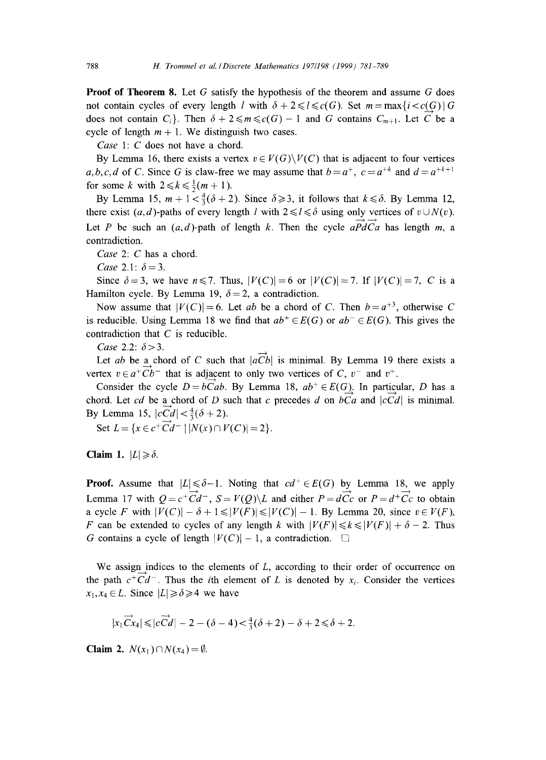**Proof of Theorem 8.** Let $G$ satisfy the hypothesis of the theorem and assume $G$ does not contain cycles of every length $l$ with $\delta+2 \leqslant l \leqslant c(G)$. Set $m=\max\{i<c(G) \mid G$ does not contain $C_i\}$. Then $\delta+2 \leqslant m \leqslant c(G)-1$ and $G$ contains $C_{m+1}$. Let $\vec{C}$ be a cycle of length $m+1$. We distinguish two cases.

*Case* 1: $C$ does not have a chord.

By Lemma 16, there exists a vertex $v \in V(G)\setminus V(C)$ that is adjacent to four vertices $a,b,c,d$ of $C$. Since $G$ is claw-free we may assume that $b=a^+$, $c=a^{+k}$ and $d=a^{+k+1}$ for some $k$ with $2 \leqslant k \leqslant \frac{1}{2}(m+1)$.

By Lemma 15, $m+1<\frac{4}{3}(\delta+2)$. Since $\delta \geqslant 3$, it follows that $k \leqslant \delta$. By Lemma 12, there exist $(a,d)$-paths of every length $l$ with $2 \leqslant l \leqslant \delta$ using only vertices of $v \cup N(v)$. Let $P$ be such an $(a,d)$-path of length $k$. Then the cycle $a\vec{P}d\vec{C}a$ has length $m$, a contradiction.

*Case* 2: $C$ has a chord.

*Case* 2.1: $\delta=3$.

Since $\delta=3$, we have $n \leqslant 7$. Thus, $|V(C)|=6$ or $|V(C)|=7$. If $|V(C)|=7$, $C$ is a Hamilton cycle. By Lemma 19, $\delta=2$, a contradiction.

Now assume that $|V(C)|=6$. Let $ab$ be a chord of $C$. Then $b=a^{+3}$, otherwise $C$ is reducible. Using Lemma 18 we find that $ab^+ \in E(G)$ or $ab^- \in E(G)$. This gives the contradiction that $C$ is reducible.

*Case* 2.2: $\delta>3$.

Let $ab$ be a chord of $C$ such that $|a\vec{C}b|$ is minimal. By Lemma 19 there exists a vertex $v \in a^+\vec{C}b^-$ that is adjacent to only two vertices of $C$, $v^-$ and $v^+$.

Consider the cycle $D=b\vec{C}ab$. By Lemma 18, $ab^+ \in E(G)$. In particular, $D$ has a chord. Let $cd$ be a chord of $D$ such that $c$ precedes $d$ on $b\vec{C}a$ and $|c\vec{C}d|$ is minimal. By Lemma 15, $|c\vec{C}d|<\frac{4}{3}(\delta+2)$.

Set $L=\{x \in c^+\vec{C}d^- \mid |N(x)\cap V(C)|=2\}$.

**Claim 1.** $|L| \geqslant \delta$.

**Proof.** Assume that $|L| \leqslant \delta-1$. Noting that $cd^+ \in E(G)$ by Lemma 18, we apply Lemma 17 with $Q=c^+\vec{C}d^-$, $S=V(Q)\setminus L$ and either $P=d\vec{C}c$ or $P=d^+\vec{C}c$ to obtain a cycle $F$ with $|V(C)|-\delta+1 \leqslant |V(F)| \leqslant |V(C)|-1$. By Lemma 20, since $v \in V(F)$, $F$ can be extended to cycles of any length $k$ with $|V(F)| \leqslant k \leqslant |V(F)|+\delta-2$. Thus $G$ contains a cycle of length $|V(C)|-1$, a contradiction. $\square$

We assign indices to the elements of $L$, according to their order of occurrence on the path $c^+\vec{C}d^-$. Thus the $i$th element of $L$ is denoted by $x_i$. Consider the vertices $x_1, x_4 \in L$. Since $|L| \geqslant \delta \geqslant 4$ we have

$$|x_1\vec{C}x_4| \leqslant |c\vec{C}d|-2-(\delta-4)<\tfrac{4}{3}(\delta+2)-\delta+2 \leqslant \delta+2.$$

**Claim 2.** $N(x_1)\cap N(x_4)=\emptyset$.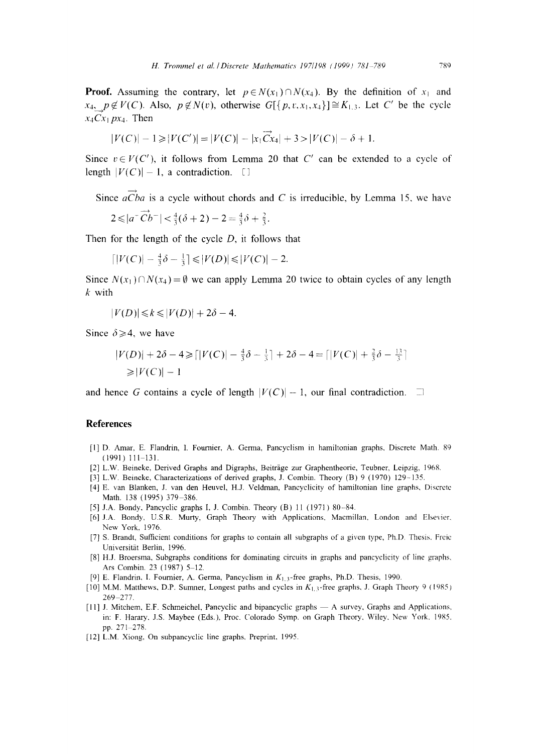**Proof.** Assuming the contrary, let $p \in N(x_1) \cap N(x_4)$. By the definition of $x_1$ and $x_4$, $p \notin V(C)$. Also, $p \notin N(v)$, otherwise $G[\{p, v, x_1, x_4\}] \cong K_{1,3}$. Let $C'$ be the cycle $x_4 \overrightarrow{C} x_1 p x_4$. Then

$$|V(C)| - 1 \geqslant |V(C')| = |V(C)| - |x_1 \overrightarrow{C} x_4| + 3 > |V(C)| - \delta + 1.$$

Since $v \in V(C')$, it follows from Lemma 20 that $C'$ can be extended to a cycle of length $|V(C)| - 1$, a contradiction. $\square$

Since $a\overrightarrow{C}ba$ is a cycle without chords and $C$ is irreducible, by Lemma 15, we have

$$2 \leqslant |a^- \overrightarrow{C} b^-| < \tfrac{4}{3}(\delta + 2) - 2 = \tfrac{4}{3}\delta + \tfrac{2}{3}.$$

Then for the length of the cycle $D$, it follows that

$$\lceil |V(C)| - \tfrac{4}{3}\delta - \tfrac{1}{3} \rceil \leqslant |V(D)| \leqslant |V(C)| - 2.$$

Since $N(x_1) \cap N(x_4) = \emptyset$ we can apply Lemma 20 twice to obtain cycles of any length $k$ with

$$|V(D)| \leqslant k \leqslant |V(D)| + 2\delta - 4.$$

Since $\delta \geqslant 4$, we have

$$\begin{aligned} |V(D)| + 2\delta - 4 &\geqslant \lceil |V(C)| - \tfrac{4}{3}\delta - \tfrac{1}{3} \rceil + 2\delta - 4 = \lceil |V(C)| + \tfrac{2}{3}\delta - \tfrac{13}{3} \rceil \\ &\geqslant |V(C)| - 1 \end{aligned}$$

and hence $G$ contains a cycle of length $|V(C)| - 1$, our final contradiction. $\square$

## References

[1] D. Amar, E. Flandrin, I. Fournier, A. Germa, Pancyclism in hamiltonian graphs, Discrete Math. 89 (1991) 111–131.

[2] L.W. Beineke, Derived Graphs and Digraphs, Beiträge zur Graphentheorie, Teubner, Leipzig, 1968.

[3] L.W. Beineke, Characterizations of derived graphs, J. Combin. Theory (B) 9 (1970) 129–135.

[4] E. van Blanken, J. van den Heuvel, H.J. Veldman, Pancyclicity of hamiltonian line graphs, Discrete Math. 138 (1995) 379–386.

[5] J.A. Bondy, Pancyclic graphs I, J. Combin. Theory (B) 11 (1971) 80–84.

[6] J.A. Bondy, U.S.R. Murty, Graph Theory with Applications, Macmillan, London and Elsevier, New York, 1976.

[7] S. Brandt, Sufficient conditions for graphs to contain all subgraphs of a given type, Ph.D. Thesis, Freie Universität Berlin, 1996.

[8] H.J. Broersma, Subgraphs conditions for dominating circuits in graphs and pancyclicity of line graphs, Ars Combin. 23 (1987) 5–12.

[9] E. Flandrin, I. Fournier, A. Germa, Pancyclism in $K_{1,3}$-free graphs, Ph.D. Thesis, 1990.

[10] M.M. Matthews, D.P. Sumner, Longest paths and cycles in $K_{1,3}$-free graphs, J. Graph Theory 9 (1985) 269–277.

[11] J. Mitchem, E.F. Schmeichel, Pancyclic and bipancyclic graphs — A survey, Graphs and Applications, in: F. Harary, J.S. Maybee (Eds.), Proc. Colorado Symp. on Graph Theory, Wiley, New York, 1985, pp. 271–278.

[12] L.M. Xiong, On subpancyclic line graphs, Preprint, 1995.